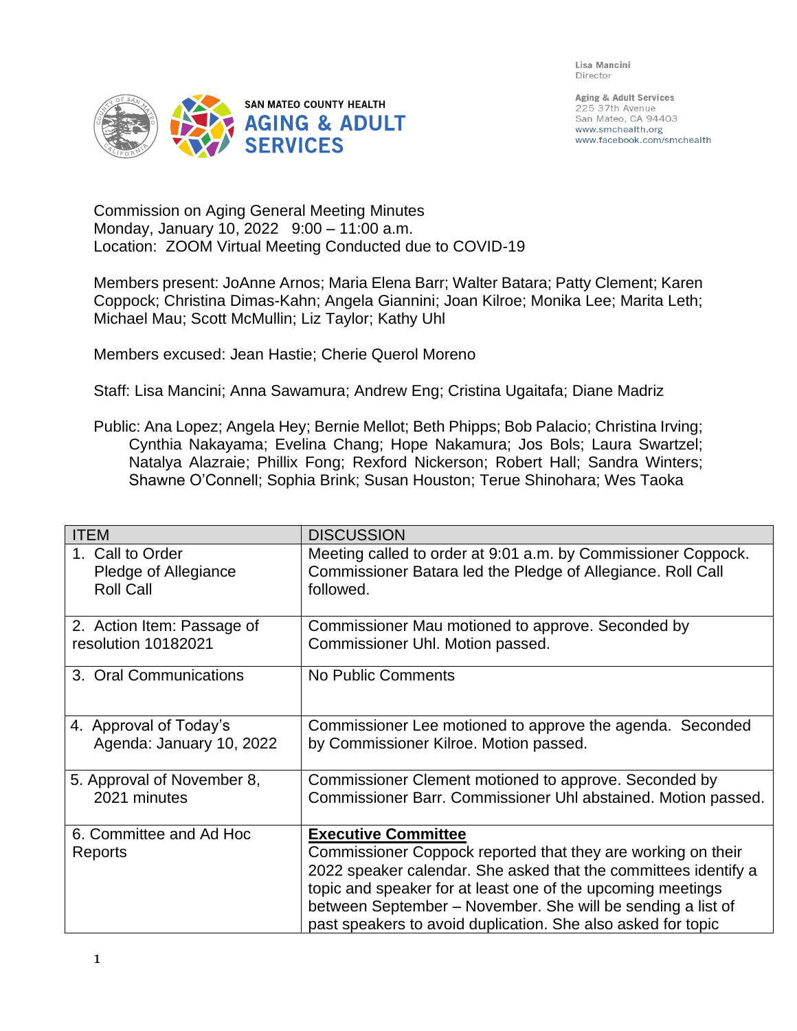SAN MATEO COUNTY HEALTH
**AGING & ADULT SERVICES**

Lisa Mancini
Director

Aging & Adult Services
225 37th Avenue
San Mateo, CA 94403
www.smchealth.org
www.facebook.com/smchealth

Commission on Aging General Meeting Minutes
Monday, January 10, 2022 9:00 – 11:00 a.m.
Location: ZOOM Virtual Meeting Conducted due to COVID-19

Members present: JoAnne Arnos; Maria Elena Barr; Walter Batara; Patty Clement; Karen Coppock; Christina Dimas-Kahn; Angela Giannini; Joan Kilroe; Monika Lee; Marita Leth; Michael Mau; Scott McMullin; Liz Taylor; Kathy Uhl

Members excused: Jean Hastie; Cherie Querol Moreno

Staff: Lisa Mancini; Anna Sawamura; Andrew Eng; Cristina Ugaitafa; Diane Madriz

Public: Ana Lopez; Angela Hey; Bernie Mellot; Beth Phipps; Bob Palacio; Christina Irving; Cynthia Nakayama; Evelina Chang; Hope Nakamura; Jos Bols; Laura Swartzel; Natalya Alazraie; Phillix Fong; Rexford Nickerson; Robert Hall; Sandra Winters; Shawne O'Connell; Sophia Brink; Susan Houston; Terue Shinohara; Wes Taoka

| ITEM | DISCUSSION |
|---|---|
| 1. Call to Order<br>Pledge of Allegiance<br>Roll Call | Meeting called to order at 9:01 a.m. by Commissioner Coppock. Commissioner Batara led the Pledge of Allegiance. Roll Call followed. |
| 2. Action Item: Passage of resolution 10182021 | Commissioner Mau motioned to approve. Seconded by Commissioner Uhl. Motion passed. |
| 3. Oral Communications | No Public Comments |
| 4. Approval of Today's Agenda: January 10, 2022 | Commissioner Lee motioned to approve the agenda. Seconded by Commissioner Kilroe. Motion passed. |
| 5. Approval of November 8, 2021 minutes | Commissioner Clement motioned to approve. Seconded by Commissioner Barr. Commissioner Uhl abstained. Motion passed. |
| 6. Committee and Ad Hoc Reports | **Executive Committee**<br>Commissioner Coppock reported that they are working on their 2022 speaker calendar. She asked that the committees identify a topic and speaker for at least one of the upcoming meetings between September – November. She will be sending a list of past speakers to avoid duplication. She also asked for topic |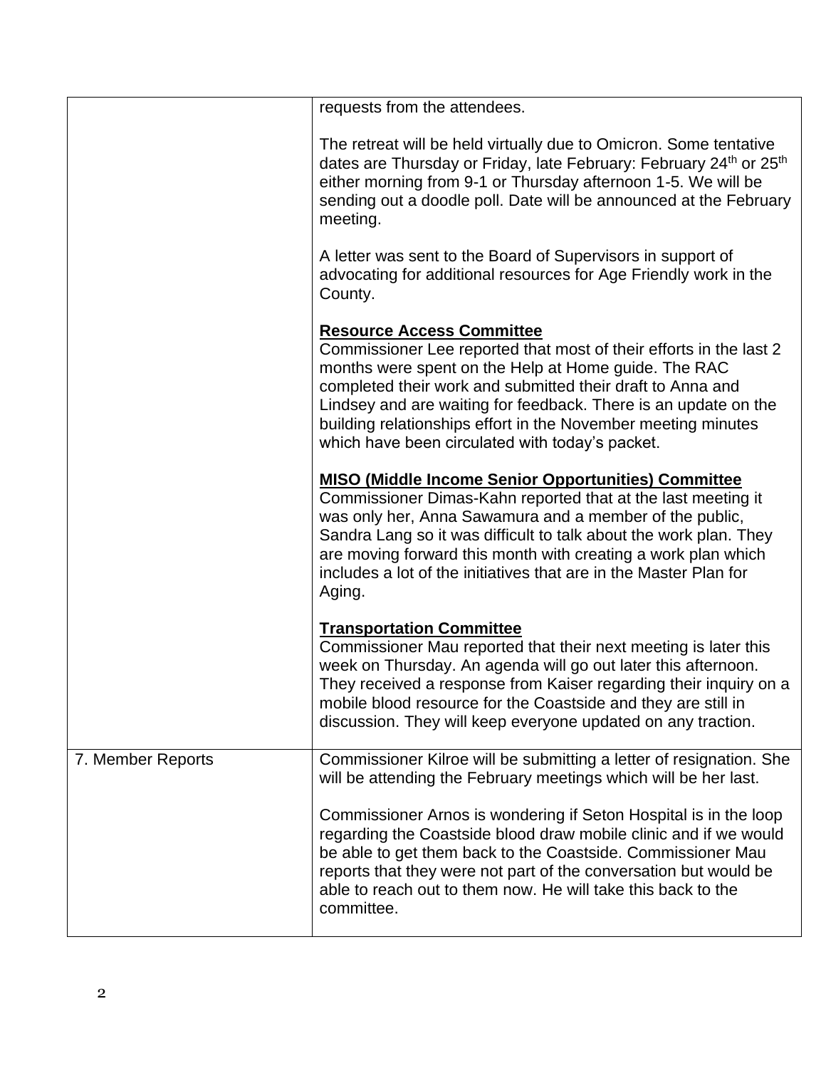| | |
|---|---|
| | requests from the attendees.<br><br>The retreat will be held virtually due to Omicron. Some tentative dates are Thursday or Friday, late February: February 24th or 25th either morning from 9-1 or Thursday afternoon 1-5. We will be sending out a doodle poll. Date will be announced at the February meeting.<br><br>A letter was sent to the Board of Supervisors in support of advocating for additional resources for Age Friendly work in the County.<br><br>**Resource Access Committee**<br>Commissioner Lee reported that most of their efforts in the last 2 months were spent on the Help at Home guide. The RAC completed their work and submitted their draft to Anna and Lindsey and are waiting for feedback. There is an update on the building relationships effort in the November meeting minutes which have been circulated with today's packet.<br><br>**MISO (Middle Income Senior Opportunities) Committee**<br>Commissioner Dimas-Kahn reported that at the last meeting it was only her, Anna Sawamura and a member of the public, Sandra Lang so it was difficult to talk about the work plan. They are moving forward this month with creating a work plan which includes a lot of the initiatives that are in the Master Plan for Aging.<br><br>**Transportation Committee**<br>Commissioner Mau reported that their next meeting is later this week on Thursday. An agenda will go out later this afternoon. They received a response from Kaiser regarding their inquiry on a mobile blood resource for the Coastside and they are still in discussion. They will keep everyone updated on any traction. |
| 7. Member Reports | Commissioner Kilroe will be submitting a letter of resignation. She will be attending the February meetings which will be her last.<br><br>Commissioner Arnos is wondering if Seton Hospital is in the loop regarding the Coastside blood draw mobile clinic and if we would be able to get them back to the Coastside. Commissioner Mau reports that they were not part of the conversation but would be able to reach out to them now. He will take this back to the committee. |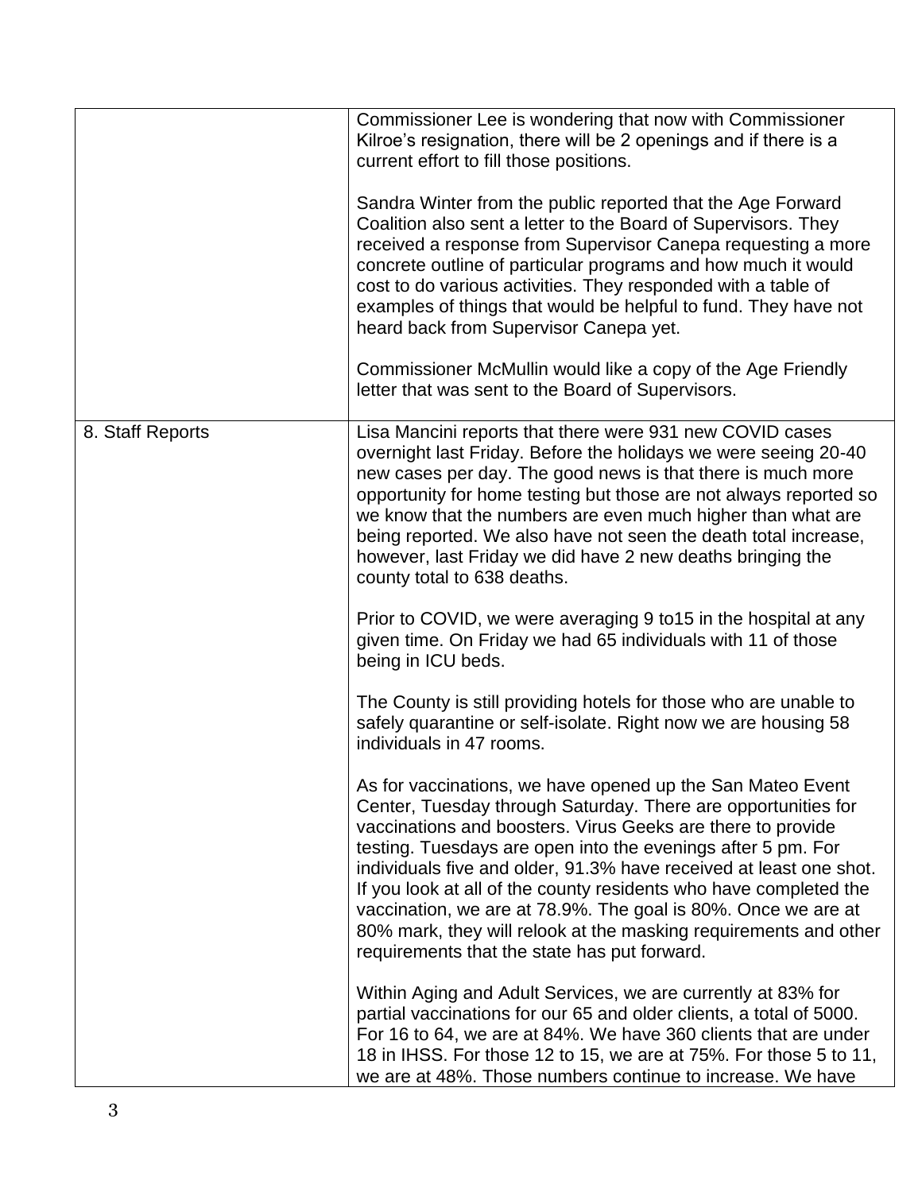| | |
|---|---|
| | Commissioner Lee is wondering that now with Commissioner Kilroe's resignation, there will be 2 openings and if there is a current effort to fill those positions.<br><br>Sandra Winter from the public reported that the Age Forward Coalition also sent a letter to the Board of Supervisors. They received a response from Supervisor Canepa requesting a more concrete outline of particular programs and how much it would cost to do various activities. They responded with a table of examples of things that would be helpful to fund. They have not heard back from Supervisor Canepa yet.<br><br>Commissioner McMullin would like a copy of the Age Friendly letter that was sent to the Board of Supervisors. |
| 8. Staff Reports | Lisa Mancini reports that there were 931 new COVID cases overnight last Friday. Before the holidays we were seeing 20-40 new cases per day. The good news is that there is much more opportunity for home testing but those are not always reported so we know that the numbers are even much higher than what are being reported. We also have not seen the death total increase, however, last Friday we did have 2 new deaths bringing the county total to 638 deaths.<br><br>Prior to COVID, we were averaging 9 to15 in the hospital at any given time. On Friday we had 65 individuals with 11 of those being in ICU beds.<br><br>The County is still providing hotels for those who are unable to safely quarantine or self-isolate. Right now we are housing 58 individuals in 47 rooms.<br><br>As for vaccinations, we have opened up the San Mateo Event Center, Tuesday through Saturday. There are opportunities for vaccinations and boosters. Virus Geeks are there to provide testing. Tuesdays are open into the evenings after 5 pm. For individuals five and older, 91.3% have received at least one shot. If you look at all of the county residents who have completed the vaccination, we are at 78.9%. The goal is 80%. Once we are at 80% mark, they will relook at the masking requirements and other requirements that the state has put forward.<br><br>Within Aging and Adult Services, we are currently at 83% for partial vaccinations for our 65 and older clients, a total of 5000. For 16 to 64, we are at 84%. We have 360 clients that are under 18 in IHSS. For those 12 to 15, we are at 75%. For those 5 to 11, we are at 48%. Those numbers continue to increase. We have |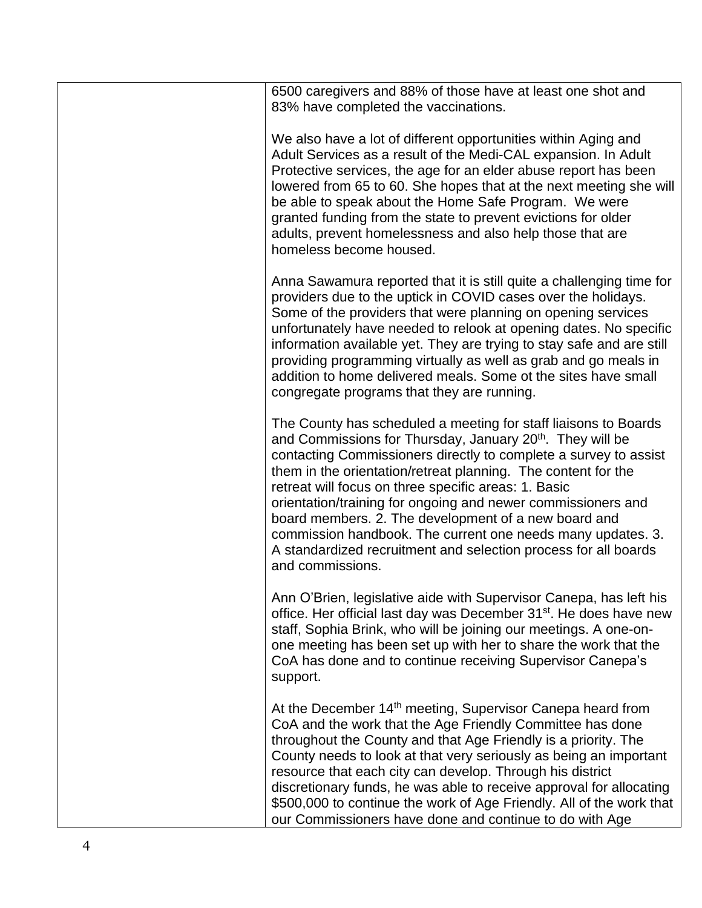| | |
|---|---|
| | 6500 caregivers and 88% of those have at least one shot and 83% have completed the vaccinations.<br><br>We also have a lot of different opportunities within Aging and Adult Services as a result of the Medi-CAL expansion. In Adult Protective services, the age for an elder abuse report has been lowered from 65 to 60. She hopes that at the next meeting she will be able to speak about the Home Safe Program. We were granted funding from the state to prevent evictions for older adults, prevent homelessness and also help those that are homeless become housed.<br><br>Anna Sawamura reported that it is still quite a challenging time for providers due to the uptick in COVID cases over the holidays. Some of the providers that were planning on opening services unfortunately have needed to relook at opening dates. No specific information available yet. They are trying to stay safe and are still providing programming virtually as well as grab and go meals in addition to home delivered meals. Some ot the sites have small congregate programs that they are running.<br><br>The County has scheduled a meeting for staff liaisons to Boards and Commissions for Thursday, January 20th. They will be contacting Commissioners directly to complete a survey to assist them in the orientation/retreat planning. The content for the retreat will focus on three specific areas: 1. Basic orientation/training for ongoing and newer commissioners and board members. 2. The development of a new board and commission handbook. The current one needs many updates. 3. A standardized recruitment and selection process for all boards and commissions.<br><br>Ann O'Brien, legislative aide with Supervisor Canepa, has left his office. Her official last day was December 31st. He does have new staff, Sophia Brink, who will be joining our meetings. A one-on-one meeting has been set up with her to share the work that the CoA has done and to continue receiving Supervisor Canepa's support.<br><br>At the December 14th meeting, Supervisor Canepa heard from CoA and the work that the Age Friendly Committee has done throughout the County and that Age Friendly is a priority. The County needs to look at that very seriously as being an important resource that each city can develop. Through his district discretionary funds, he was able to receive approval for allocating $500,000 to continue the work of Age Friendly. All of the work that our Commissioners have done and continue to do with Age |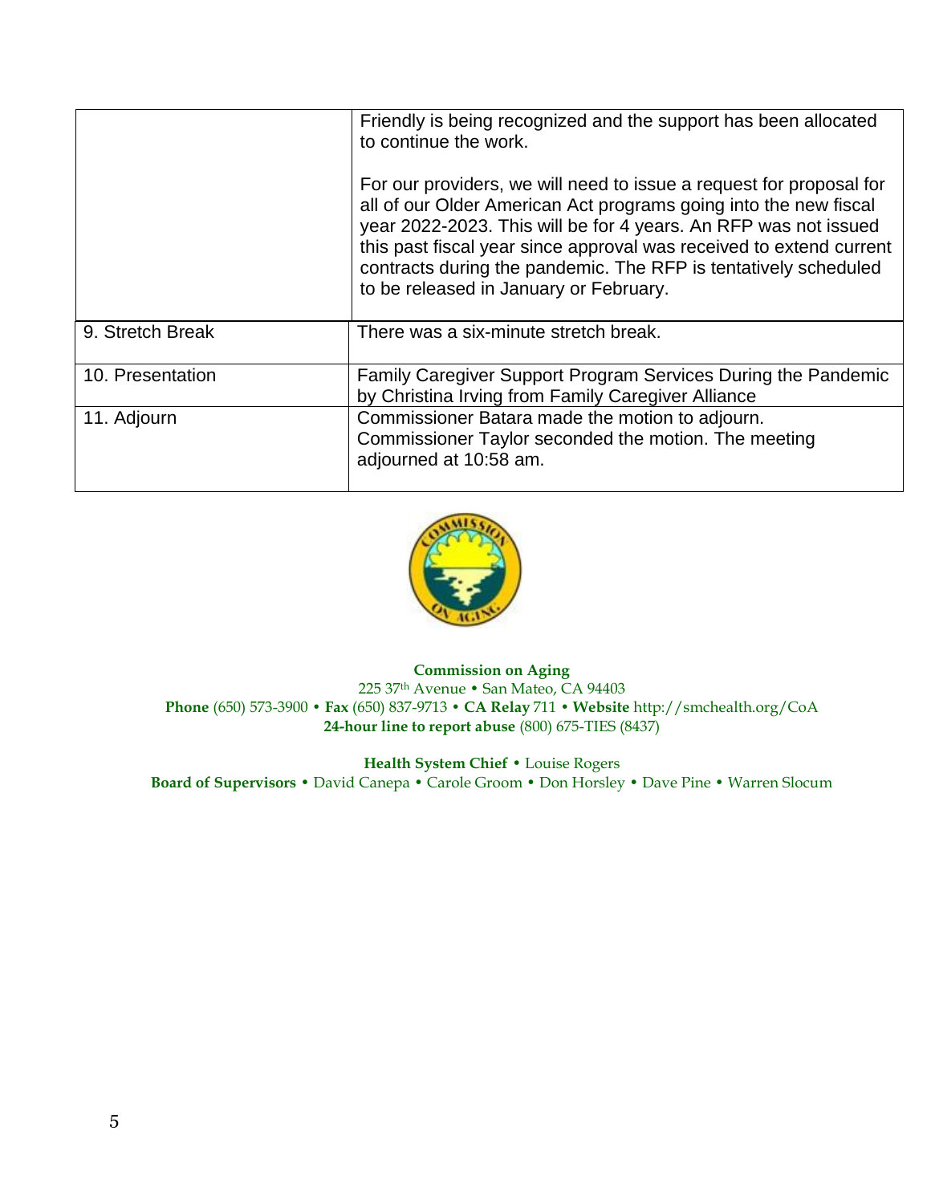| | |
|---|---|
| | Friendly is being recognized and the support has been allocated to continue the work.<br><br>For our providers, we will need to issue a request for proposal for all of our Older American Act programs going into the new fiscal year 2022-2023. This will be for 4 years. An RFP was not issued this past fiscal year since approval was received to extend current contracts during the pandemic. The RFP is tentatively scheduled to be released in January or February. |
| 9. Stretch Break | There was a six-minute stretch break. |
| 10. Presentation | Family Caregiver Support Program Services During the Pandemic by Christina Irving from Family Caregiver Alliance |
| 11. Adjourn | Commissioner Batara made the motion to adjourn. Commissioner Taylor seconded the motion. The meeting adjourned at 10:58 am. |

**Commission on Aging**
225 37th Avenue • San Mateo, CA 94403
**Phone** (650) 573-3900 • **Fax** (650) 837-9713 • **CA Relay** 711 • **Website** http://smchealth.org/CoA
**24-hour line to report abuse** (800) 675-TIES (8437)

**Health System Chief** • Louise Rogers
**Board of Supervisors** • David Canepa • Carole Groom • Don Horsley • Dave Pine • Warren Slocum